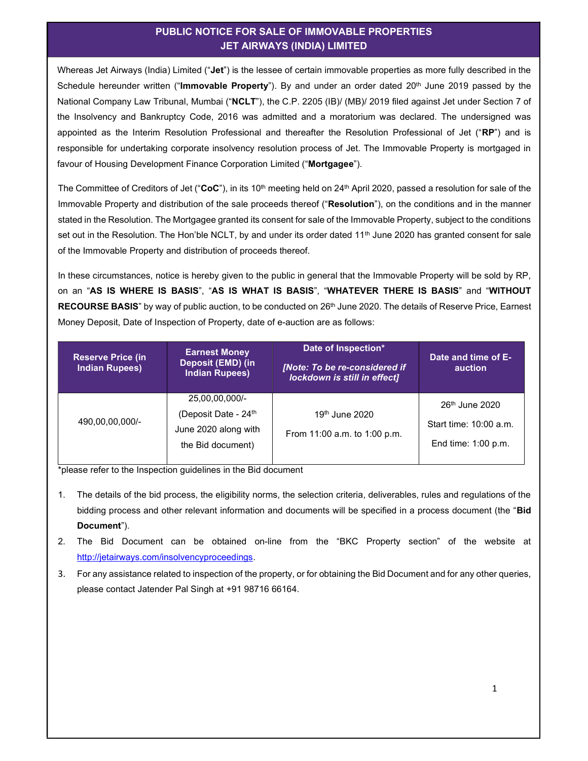## PUBLIC NOTICE FOR SALE OF IMMOVABLE PROPERTIES JET AIRWAYS (INDIA) LIMITED

Whereas Jet Airways (India) Limited ("**Jet**") is the lessee of certain immovable properties as more fully described in the Schedule hereunder written ("**Immovable Property**"). By and under an order dated 20th June 2019 passed by the National Company Law Tribunal, Mumbai ("**NCLT**"), the C.P. 2205 (IB)/ (MB)/ 2019 filed against Jet under Section 7 of the Insolvency and Bankruptcy Code, 2016 was admitted and a moratorium was declared. The undersigned was appointed as the Interim Resolution Professional and thereafter the Resolution Professional of Jet ("**RP**") and is responsible for undertaking corporate insolvency resolution process of Jet. The Immovable Property is mortgaged in favour of Housing Development Finance Corporation Limited ("**Mortgagee**").

The Committee of Creditors of Jet ("**CoC**"), in its 10th meeting held on 24th April 2020, passed a resolution for sale of the Immovable Property and distribution of the sale proceeds thereof ("**Resolution**"), on the conditions and in the manner stated in the Resolution. The Mortgagee granted its consent for sale of the Immovable Property, subject to the conditions set out in the Resolution. The Hon'ble NCLT, by and under its order dated 11th June 2020 has granted consent for sale of the Immovable Property and distribution of proceeds thereof.

In these circumstances, notice is hereby given to the public in general that the Immovable Property will be sold by RP, on an "**AS IS WHERE IS BASIS**", "**AS IS WHAT IS BASIS**", "**WHATEVER THERE IS BASIS**" and "**WITHOUT RECOURSE BASIS**" by way of public auction, to be conducted on 26th June 2020. The details of Reserve Price, Earnest Money Deposit, Date of Inspection of Property, date of e-auction are as follows:

| Reserve Price (in Indian Rupees) | Earnest Money Deposit (EMD) (in Indian Rupees) | Date of Inspection* *[Note: To be re-considered if lockdown is still in effect]* | Date and time of E-auction |
|---|---|---|---|
| 490,00,00,000/- | 25,00,00,000/- (Deposit Date - 24th June 2020 along with the Bid document) | 19th June 2020 From 11:00 a.m. to 1:00 p.m. | 26th June 2020 Start time: 10:00 a.m. End time: 1:00 p.m. |

*please refer to the Inspection guidelines in the Bid document

1. The details of the bid process, the eligibility norms, the selection criteria, deliverables, rules and regulations of the bidding process and other relevant information and documents will be specified in a process document (the "**Bid Document**").
2. The Bid Document can be obtained on-line from the "BKC Property section" of the website at http://jetairways.com/insolvencyproceedings.
3. For any assistance related to inspection of the property, or for obtaining the Bid Document and for any other queries, please contact Jatender Pal Singh at +91 98716 66164.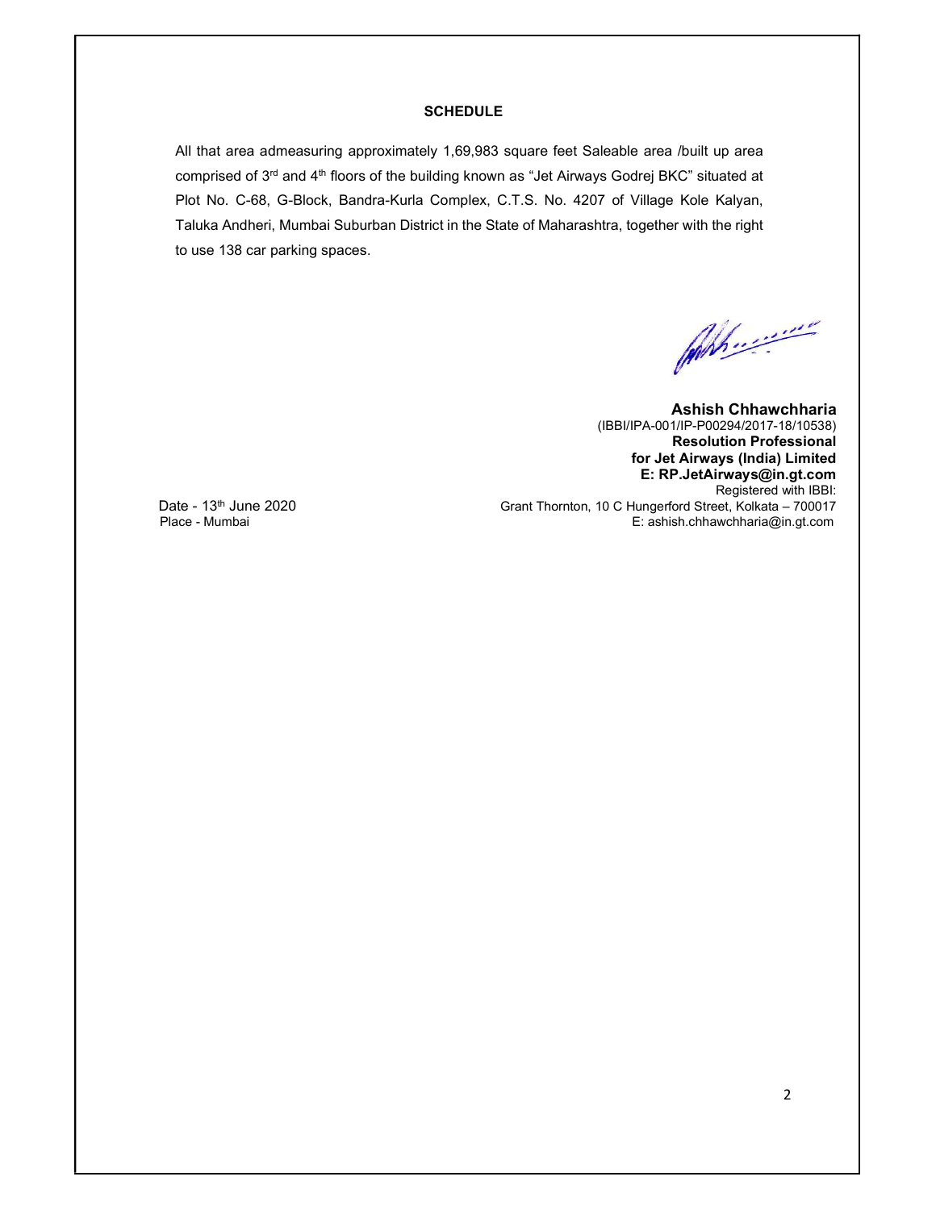## SCHEDULE

All that area admeasuring approximately 1,69,983 square feet Saleable area /built up area comprised of 3rd and 4th floors of the building known as "Jet Airways Godrej BKC" situated at Plot No. C-68, G-Block, Bandra-Kurla Complex, C.T.S. No. 4207 of Village Kole Kalyan, Taluka Andheri, Mumbai Suburban District in the State of Maharashtra, together with the right to use 138 car parking spaces.

**Ashish Chhawchharia**
(IBBI/IPA-001/IP-P00294/2017-18/10538)
**Resolution Professional**
**for Jet Airways (India) Limited**
**E: RP.JetAirways@in.gt.com**
Registered with IBBI:
Grant Thornton, 10 C Hungerford Street, Kolkata – 700017
E: ashish.chhawchharia@in.gt.com

Date - 13th June 2020
Place - Mumbai